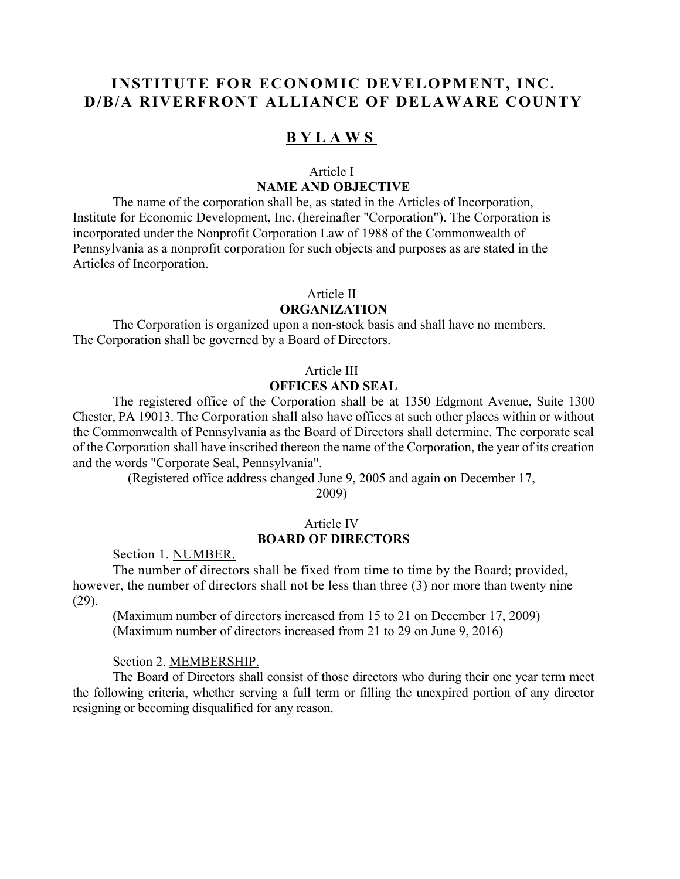# INSTITUTE FOR ECONOMIC DEVELOPMENT, INC.
# D/B/A RIVERFRONT ALLIANCE OF DELAWARE COUNTY

## BYLAWS

### Article I
### NAME AND OBJECTIVE

The name of the corporation shall be, as stated in the Articles of Incorporation, Institute for Economic Development, Inc. (hereinafter "Corporation"). The Corporation is incorporated under the Nonprofit Corporation Law of 1988 of the Commonwealth of Pennsylvania as a nonprofit corporation for such objects and purposes as are stated in the Articles of Incorporation.

### Article II
### ORGANIZATION

The Corporation is organized upon a non-stock basis and shall have no members. The Corporation shall be governed by a Board of Directors.

### Article III
### OFFICES AND SEAL

The registered office of the Corporation shall be at 1350 Edgmont Avenue, Suite 1300 Chester, PA 19013. The Corporation shall also have offices at such other places within or without the Commonwealth of Pennsylvania as the Board of Directors shall determine. The corporate seal of the Corporation shall have inscribed thereon the name of the Corporation, the year of its creation and the words "Corporate Seal, Pennsylvania".

(Registered office address changed June 9, 2005 and again on December 17, 2009)

### Article IV
### BOARD OF DIRECTORS

Section 1. NUMBER.

The number of directors shall be fixed from time to time by the Board; provided, however, the number of directors shall not be less than three (3) nor more than twenty nine (29).

(Maximum number of directors increased from 15 to 21 on December 17, 2009)
(Maximum number of directors increased from 21 to 29 on June 9, 2016)

Section 2. MEMBERSHIP.

The Board of Directors shall consist of those directors who during their one year term meet the following criteria, whether serving a full term or filling the unexpired portion of any director resigning or becoming disqualified for any reason.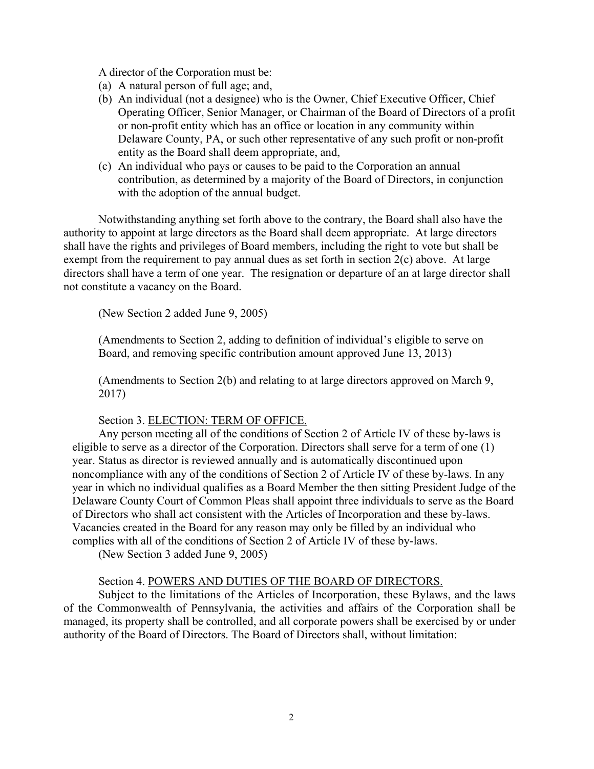A director of the Corporation must be:

(a) A natural person of full age; and,
(b) An individual (not a designee) who is the Owner, Chief Executive Officer, Chief Operating Officer, Senior Manager, or Chairman of the Board of Directors of a profit or non-profit entity which has an office or location in any community within Delaware County, PA, or such other representative of any such profit or non-profit entity as the Board shall deem appropriate, and,
(c) An individual who pays or causes to be paid to the Corporation an annual contribution, as determined by a majority of the Board of Directors, in conjunction with the adoption of the annual budget.

Notwithstanding anything set forth above to the contrary, the Board shall also have the authority to appoint at large directors as the Board shall deem appropriate. At large directors shall have the rights and privileges of Board members, including the right to vote but shall be exempt from the requirement to pay annual dues as set forth in section 2(c) above. At large directors shall have a term of one year. The resignation or departure of an at large director shall not constitute a vacancy on the Board.

(New Section 2 added June 9, 2005)

(Amendments to Section 2, adding to definition of individual's eligible to serve on Board, and removing specific contribution amount approved June 13, 2013)

(Amendments to Section 2(b) and relating to at large directors approved on March 9, 2017)

Section 3. <u>ELECTION: TERM OF OFFICE.</u>

Any person meeting all of the conditions of Section 2 of Article IV of these by-laws is eligible to serve as a director of the Corporation. Directors shall serve for a term of one (1) year. Status as director is reviewed annually and is automatically discontinued upon noncompliance with any of the conditions of Section 2 of Article IV of these by-laws. In any year in which no individual qualifies as a Board Member the then sitting President Judge of the Delaware County Court of Common Pleas shall appoint three individuals to serve as the Board of Directors who shall act consistent with the Articles of Incorporation and these by-laws. Vacancies created in the Board for any reason may only be filled by an individual who complies with all of the conditions of Section 2 of Article IV of these by-laws.

(New Section 3 added June 9, 2005)

Section 4. <u>POWERS AND DUTIES OF THE BOARD OF DIRECTORS.</u>

Subject to the limitations of the Articles of Incorporation, these Bylaws, and the laws of the Commonwealth of Pennsylvania, the activities and affairs of the Corporation shall be managed, its property shall be controlled, and all corporate powers shall be exercised by or under authority of the Board of Directors. The Board of Directors shall, without limitation: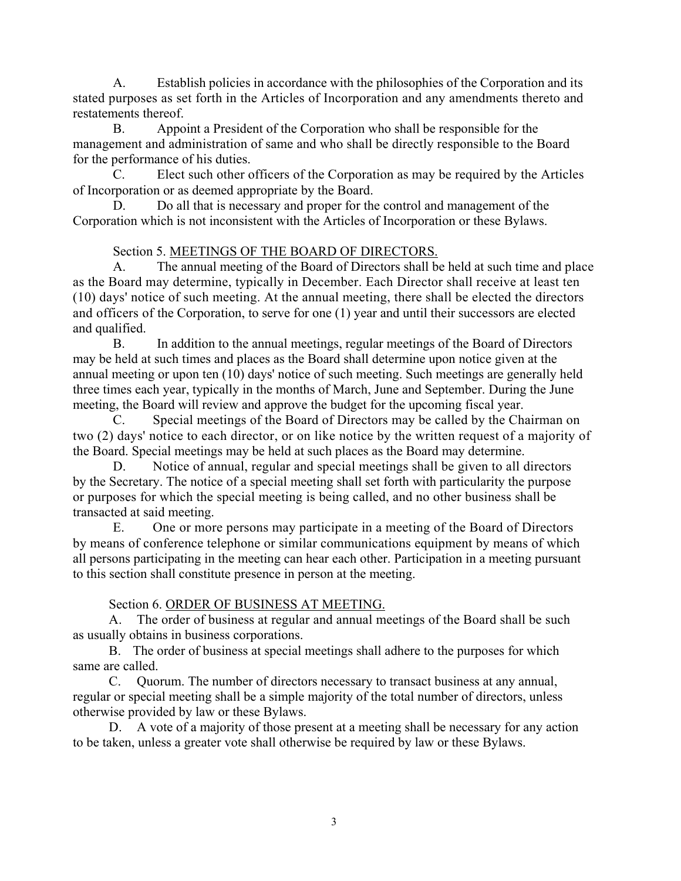A. Establish policies in accordance with the philosophies of the Corporation and its stated purposes as set forth in the Articles of Incorporation and any amendments thereto and restatements thereof.

B. Appoint a President of the Corporation who shall be responsible for the management and administration of same and who shall be directly responsible to the Board for the performance of his duties.

C. Elect such other officers of the Corporation as may be required by the Articles of Incorporation or as deemed appropriate by the Board.

D. Do all that is necessary and proper for the control and management of the Corporation which is not inconsistent with the Articles of Incorporation or these Bylaws.

Section 5. <u>MEETINGS OF THE BOARD OF DIRECTORS.</u>

A. The annual meeting of the Board of Directors shall be held at such time and place as the Board may determine, typically in December. Each Director shall receive at least ten (10) days' notice of such meeting. At the annual meeting, there shall be elected the directors and officers of the Corporation, to serve for one (1) year and until their successors are elected and qualified.

B. In addition to the annual meetings, regular meetings of the Board of Directors may be held at such times and places as the Board shall determine upon notice given at the annual meeting or upon ten (10) days' notice of such meeting. Such meetings are generally held three times each year, typically in the months of March, June and September. During the June meeting, the Board will review and approve the budget for the upcoming fiscal year.

C. Special meetings of the Board of Directors may be called by the Chairman on two (2) days' notice to each director, or on like notice by the written request of a majority of the Board. Special meetings may be held at such places as the Board may determine.

D. Notice of annual, regular and special meetings shall be given to all directors by the Secretary. The notice of a special meeting shall set forth with particularity the purpose or purposes for which the special meeting is being called, and no other business shall be transacted at said meeting.

E. One or more persons may participate in a meeting of the Board of Directors by means of conference telephone or similar communications equipment by means of which all persons participating in the meeting can hear each other. Participation in a meeting pursuant to this section shall constitute presence in person at the meeting.

Section 6. <u>ORDER OF BUSINESS AT MEETING.</u>

A. The order of business at regular and annual meetings of the Board shall be such as usually obtains in business corporations.

B. The order of business at special meetings shall adhere to the purposes for which same are called.

C. Quorum. The number of directors necessary to transact business at any annual, regular or special meeting shall be a simple majority of the total number of directors, unless otherwise provided by law or these Bylaws.

D. A vote of a majority of those present at a meeting shall be necessary for any action to be taken, unless a greater vote shall otherwise be required by law or these Bylaws.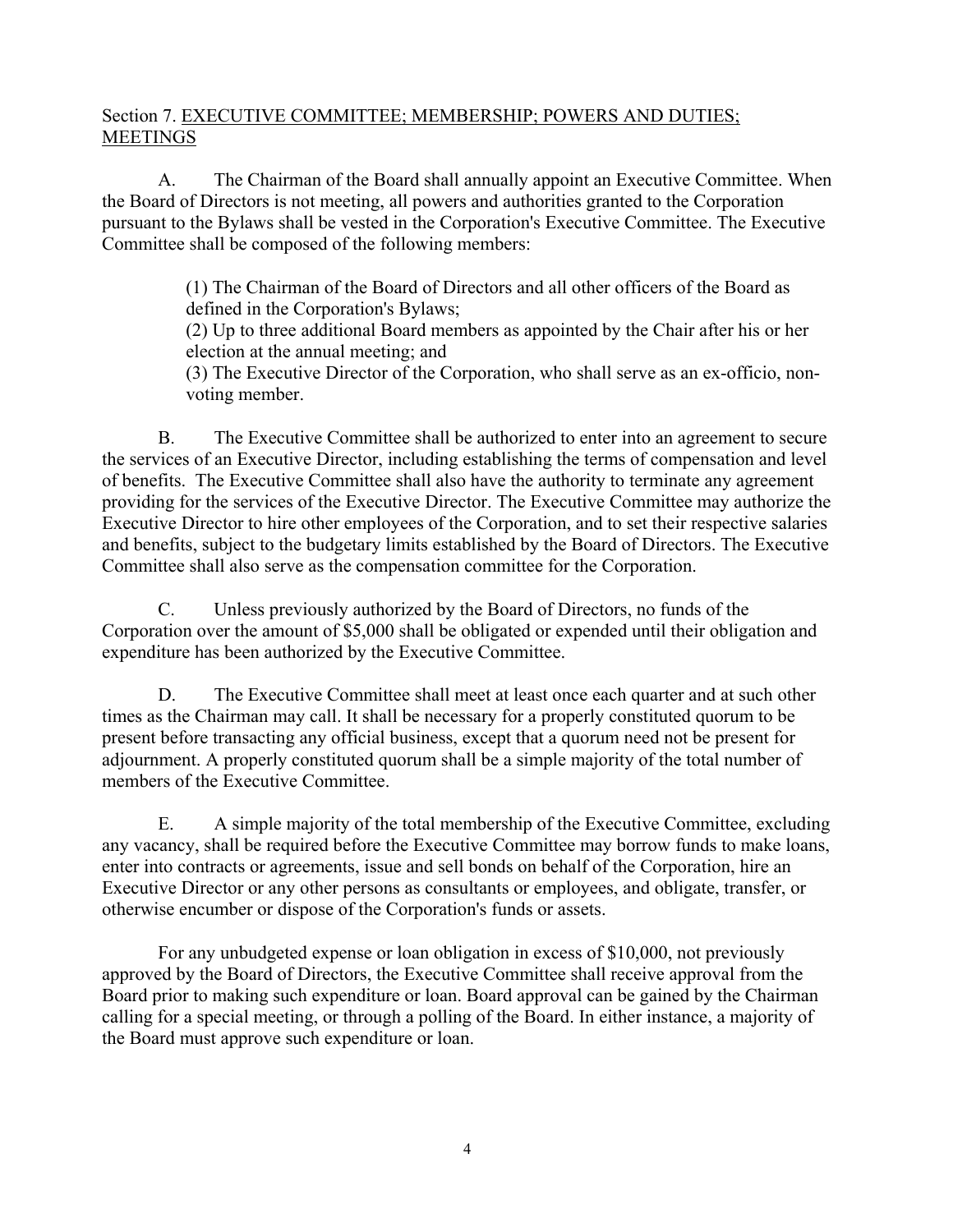## Section 7. EXECUTIVE COMMITTEE; MEMBERSHIP; POWERS AND DUTIES; MEETINGS

A. The Chairman of the Board shall annually appoint an Executive Committee. When the Board of Directors is not meeting, all powers and authorities granted to the Corporation pursuant to the Bylaws shall be vested in the Corporation's Executive Committee. The Executive Committee shall be composed of the following members:

> (1) The Chairman of the Board of Directors and all other officers of the Board as defined in the Corporation's Bylaws;
> (2) Up to three additional Board members as appointed by the Chair after his or her election at the annual meeting; and
> (3) The Executive Director of the Corporation, who shall serve as an ex-officio, non-voting member.

B. The Executive Committee shall be authorized to enter into an agreement to secure the services of an Executive Director, including establishing the terms of compensation and level of benefits. The Executive Committee shall also have the authority to terminate any agreement providing for the services of the Executive Director. The Executive Committee may authorize the Executive Director to hire other employees of the Corporation, and to set their respective salaries and benefits, subject to the budgetary limits established by the Board of Directors. The Executive Committee shall also serve as the compensation committee for the Corporation.

C. Unless previously authorized by the Board of Directors, no funds of the Corporation over the amount of $5,000 shall be obligated or expended until their obligation and expenditure has been authorized by the Executive Committee.

D. The Executive Committee shall meet at least once each quarter and at such other times as the Chairman may call. It shall be necessary for a properly constituted quorum to be present before transacting any official business, except that a quorum need not be present for adjournment. A properly constituted quorum shall be a simple majority of the total number of members of the Executive Committee.

E. A simple majority of the total membership of the Executive Committee, excluding any vacancy, shall be required before the Executive Committee may borrow funds to make loans, enter into contracts or agreements, issue and sell bonds on behalf of the Corporation, hire an Executive Director or any other persons as consultants or employees, and obligate, transfer, or otherwise encumber or dispose of the Corporation's funds or assets.

For any unbudgeted expense or loan obligation in excess of $10,000, not previously approved by the Board of Directors, the Executive Committee shall receive approval from the Board prior to making such expenditure or loan. Board approval can be gained by the Chairman calling for a special meeting, or through a polling of the Board. In either instance, a majority of the Board must approve such expenditure or loan.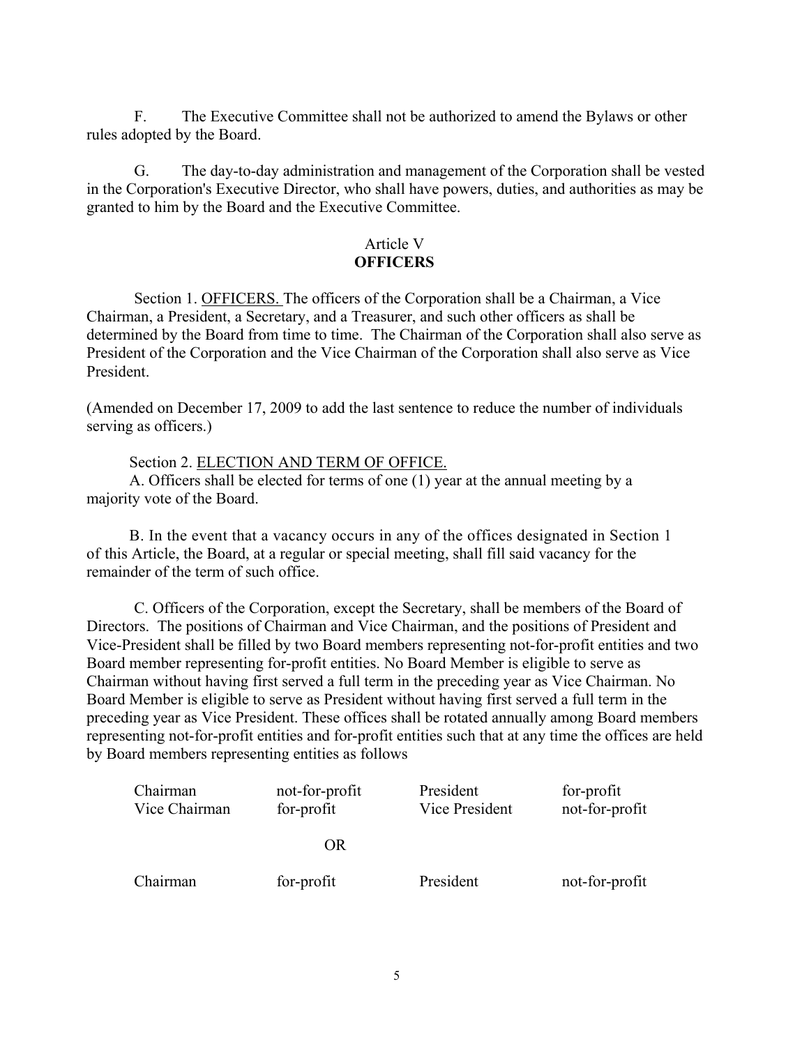F. The Executive Committee shall not be authorized to amend the Bylaws or other rules adopted by the Board.

G. The day-to-day administration and management of the Corporation shall be vested in the Corporation's Executive Director, who shall have powers, duties, and authorities as may be granted to him by the Board and the Executive Committee.

## Article V
## OFFICERS

Section 1. OFFICERS. The officers of the Corporation shall be a Chairman, a Vice Chairman, a President, a Secretary, and a Treasurer, and such other officers as shall be determined by the Board from time to time. The Chairman of the Corporation shall also serve as President of the Corporation and the Vice Chairman of the Corporation shall also serve as Vice President.

(Amended on December 17, 2009 to add the last sentence to reduce the number of individuals serving as officers.)

Section 2. ELECTION AND TERM OF OFFICE.

A. Officers shall be elected for terms of one (1) year at the annual meeting by a majority vote of the Board.

B. In the event that a vacancy occurs in any of the offices designated in Section 1 of this Article, the Board, at a regular or special meeting, shall fill said vacancy for the remainder of the term of such office.

C. Officers of the Corporation, except the Secretary, shall be members of the Board of Directors. The positions of Chairman and Vice Chairman, and the positions of President and Vice-President shall be filled by two Board members representing not-for-profit entities and two Board member representing for-profit entities. No Board Member is eligible to serve as Chairman without having first served a full term in the preceding year as Vice Chairman. No Board Member is eligible to serve as President without having first served a full term in the preceding year as Vice President. These offices shall be rotated annually among Board members representing not-for-profit entities and for-profit entities such that at any time the offices are held by Board members representing entities as follows

| | | | |
|---|---|---|---|
| Chairman | not-for-profit | President | for-profit |
| Vice Chairman | for-profit | Vice President | not-for-profit |
| | OR | | |
| Chairman | for-profit | President | not-for-profit |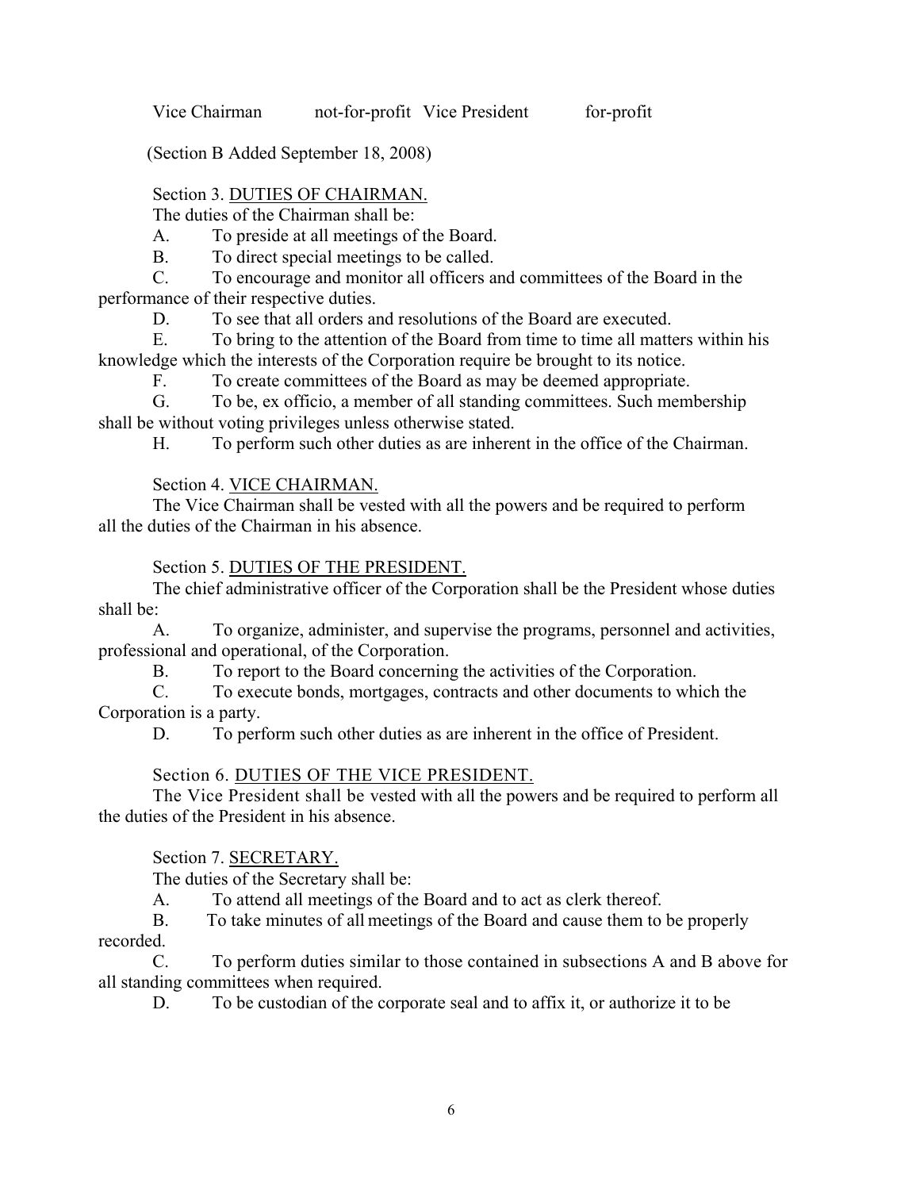Vice Chairman not-for-profit Vice President for-profit

(Section B Added September 18, 2008)

Section 3. <u>DUTIES OF CHAIRMAN.</u>

The duties of the Chairman shall be:

A. To preside at all meetings of the Board.

B. To direct special meetings to be called.

C. To encourage and monitor all officers and committees of the Board in the performance of their respective duties.

D. To see that all orders and resolutions of the Board are executed.

E. To bring to the attention of the Board from time to time all matters within his knowledge which the interests of the Corporation require be brought to its notice.

F. To create committees of the Board as may be deemed appropriate.

G. To be, ex officio, a member of all standing committees. Such membership shall be without voting privileges unless otherwise stated.

H. To perform such other duties as are inherent in the office of the Chairman.

Section 4. <u>VICE CHAIRMAN.</u>

The Vice Chairman shall be vested with all the powers and be required to perform all the duties of the Chairman in his absence.

Section 5. <u>DUTIES OF THE PRESIDENT.</u>

The chief administrative officer of the Corporation shall be the President whose duties shall be:

A. To organize, administer, and supervise the programs, personnel and activities, professional and operational, of the Corporation.

B. To report to the Board concerning the activities of the Corporation.

C. To execute bonds, mortgages, contracts and other documents to which the Corporation is a party.

D. To perform such other duties as are inherent in the office of President.

Section 6. <u>DUTIES OF THE VICE PRESIDENT.</u>

The Vice President shall be vested with all the powers and be required to perform all the duties of the President in his absence.

Section 7. <u>SECRETARY.</u>

The duties of the Secretary shall be:

A. To attend all meetings of the Board and to act as clerk thereof.

B. To take minutes of all meetings of the Board and cause them to be properly recorded.

C. To perform duties similar to those contained in subsections A and B above for all standing committees when required.

D. To be custodian of the corporate seal and to affix it, or authorize it to be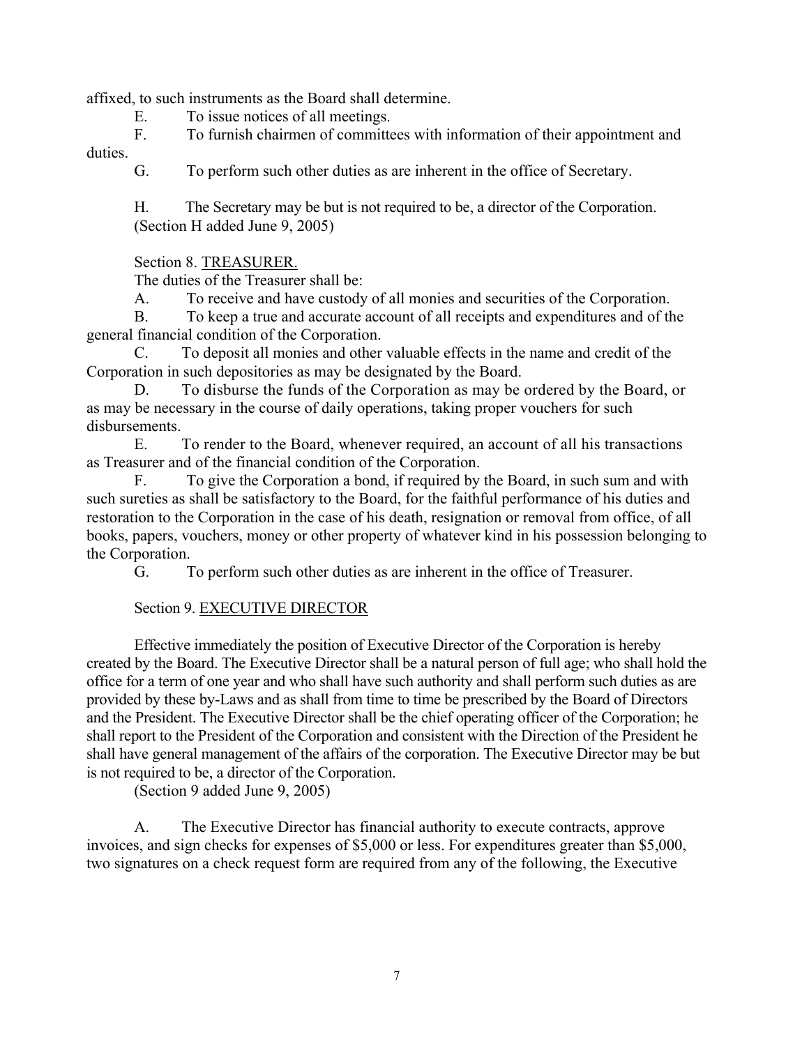affixed, to such instruments as the Board shall determine.

E. To issue notices of all meetings.

F. To furnish chairmen of committees with information of their appointment and duties.

G. To perform such other duties as are inherent in the office of Secretary.

H. The Secretary may be but is not required to be, a director of the Corporation. (Section H added June 9, 2005)

Section 8. TREASURER.

The duties of the Treasurer shall be:

A. To receive and have custody of all monies and securities of the Corporation.

B. To keep a true and accurate account of all receipts and expenditures and of the general financial condition of the Corporation.

C. To deposit all monies and other valuable effects in the name and credit of the Corporation in such depositories as may be designated by the Board.

D. To disburse the funds of the Corporation as may be ordered by the Board, or as may be necessary in the course of daily operations, taking proper vouchers for such disbursements.

E. To render to the Board, whenever required, an account of all his transactions as Treasurer and of the financial condition of the Corporation.

F. To give the Corporation a bond, if required by the Board, in such sum and with such sureties as shall be satisfactory to the Board, for the faithful performance of his duties and restoration to the Corporation in the case of his death, resignation or removal from office, of all books, papers, vouchers, money or other property of whatever kind in his possession belonging to the Corporation.

G. To perform such other duties as are inherent in the office of Treasurer.

Section 9. EXECUTIVE DIRECTOR

Effective immediately the position of Executive Director of the Corporation is hereby created by the Board. The Executive Director shall be a natural person of full age; who shall hold the office for a term of one year and who shall have such authority and shall perform such duties as are provided by these by-Laws and as shall from time to time be prescribed by the Board of Directors and the President. The Executive Director shall be the chief operating officer of the Corporation; he shall report to the President of the Corporation and consistent with the Direction of the President he shall have general management of the affairs of the corporation. The Executive Director may be but is not required to be, a director of the Corporation.

(Section 9 added June 9, 2005)

A. The Executive Director has financial authority to execute contracts, approve invoices, and sign checks for expenses of $5,000 or less. For expenditures greater than $5,000, two signatures on a check request form are required from any of the following, the Executive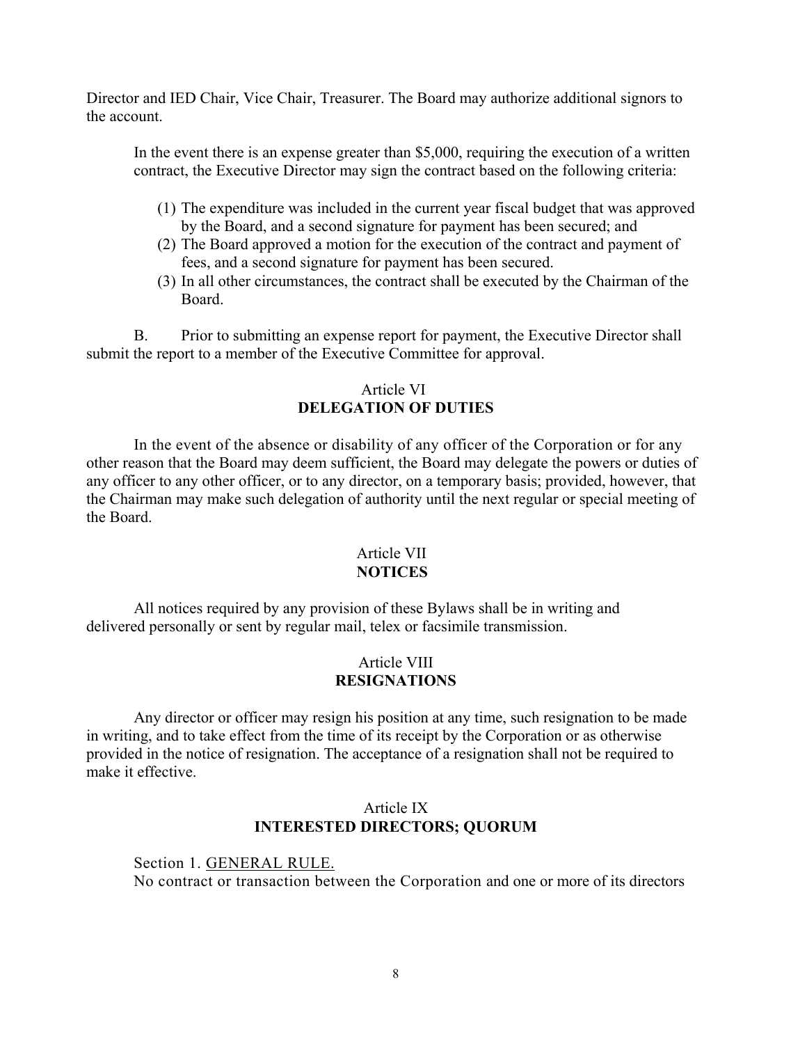Director and IED Chair, Vice Chair, Treasurer. The Board may authorize additional signors to the account.

In the event there is an expense greater than $5,000, requiring the execution of a written contract, the Executive Director may sign the contract based on the following criteria:

(1) The expenditure was included in the current year fiscal budget that was approved by the Board, and a second signature for payment has been secured; and
(2) The Board approved a motion for the execution of the contract and payment of fees, and a second signature for payment has been secured.
(3) In all other circumstances, the contract shall be executed by the Chairman of the Board.

B. Prior to submitting an expense report for payment, the Executive Director shall submit the report to a member of the Executive Committee for approval.

## Article VI
## DELEGATION OF DUTIES

In the event of the absence or disability of any officer of the Corporation or for any other reason that the Board may deem sufficient, the Board may delegate the powers or duties of any officer to any other officer, or to any director, on a temporary basis; provided, however, that the Chairman may make such delegation of authority until the next regular or special meeting of the Board.

## Article VII
## NOTICES

All notices required by any provision of these Bylaws shall be in writing and delivered personally or sent by regular mail, telex or facsimile transmission.

## Article VIII
## RESIGNATIONS

Any director or officer may resign his position at any time, such resignation to be made in writing, and to take effect from the time of its receipt by the Corporation or as otherwise provided in the notice of resignation. The acceptance of a resignation shall not be required to make it effective.

## Article IX
## INTERESTED DIRECTORS; QUORUM

Section 1. GENERAL RULE.
No contract or transaction between the Corporation and one or more of its directors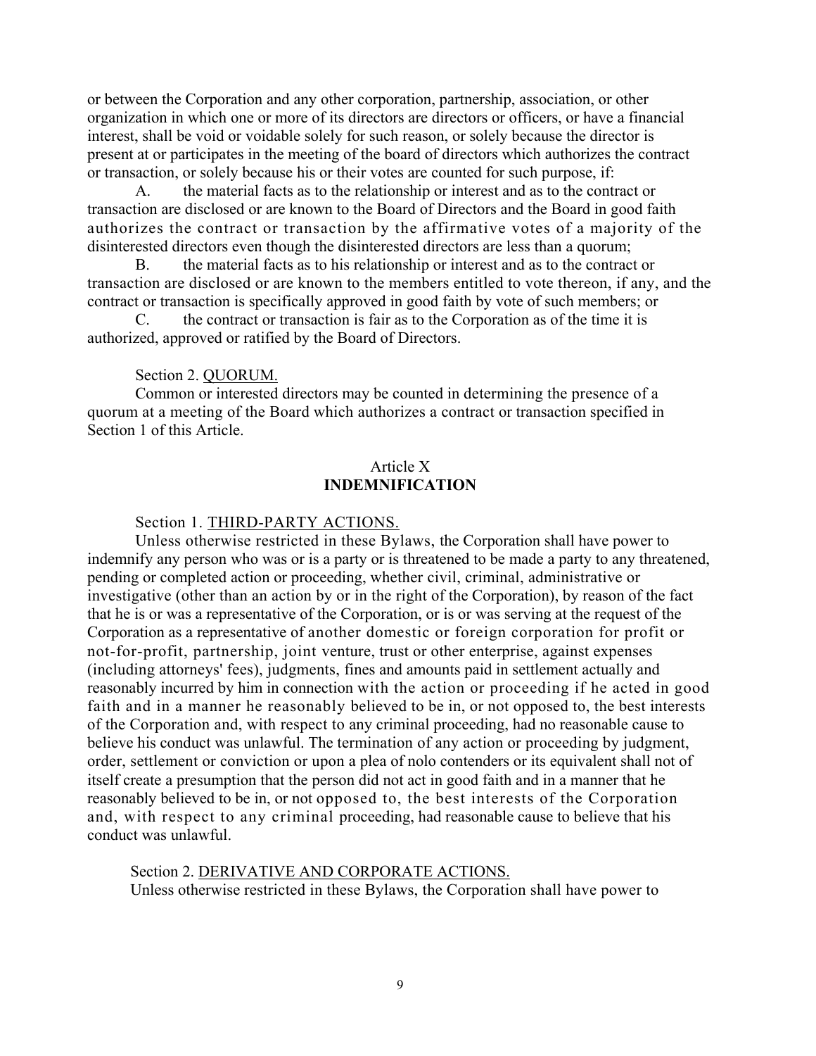or between the Corporation and any other corporation, partnership, association, or other organization in which one or more of its directors are directors or officers, or have a financial interest, shall be void or voidable solely for such reason, or solely because the director is present at or participates in the meeting of the board of directors which authorizes the contract or transaction, or solely because his or their votes are counted for such purpose, if:

A. the material facts as to the relationship or interest and as to the contract or transaction are disclosed or are known to the Board of Directors and the Board in good faith authorizes the contract or transaction by the affirmative votes of a majority of the disinterested directors even though the disinterested directors are less than a quorum;

B. the material facts as to his relationship or interest and as to the contract or transaction are disclosed or are known to the members entitled to vote thereon, if any, and the contract or transaction is specifically approved in good faith by vote of such members; or

C. the contract or transaction is fair as to the Corporation as of the time it is authorized, approved or ratified by the Board of Directors.

Section 2. QUORUM.

Common or interested directors may be counted in determining the presence of a quorum at a meeting of the Board which authorizes a contract or transaction specified in Section 1 of this Article.

## Article X
## INDEMNIFICATION

Section 1. THIRD-PARTY ACTIONS.

Unless otherwise restricted in these Bylaws, the Corporation shall have power to indemnify any person who was or is a party or is threatened to be made a party to any threatened, pending or completed action or proceeding, whether civil, criminal, administrative or investigative (other than an action by or in the right of the Corporation), by reason of the fact that he is or was a representative of the Corporation, or is or was serving at the request of the Corporation as a representative of another domestic or foreign corporation for profit or not-for-profit, partnership, joint venture, trust or other enterprise, against expenses (including attorneys' fees), judgments, fines and amounts paid in settlement actually and reasonably incurred by him in connection with the action or proceeding if he acted in good faith and in a manner he reasonably believed to be in, or not opposed to, the best interests of the Corporation and, with respect to any criminal proceeding, had no reasonable cause to believe his conduct was unlawful. The termination of any action or proceeding by judgment, order, settlement or conviction or upon a plea of nolo contenders or its equivalent shall not of itself create a presumption that the person did not act in good faith and in a manner that he reasonably believed to be in, or not opposed to, the best interests of the Corporation and, with respect to any criminal proceeding, had reasonable cause to believe that his conduct was unlawful.

Section 2. DERIVATIVE AND CORPORATE ACTIONS.

Unless otherwise restricted in these Bylaws, the Corporation shall have power to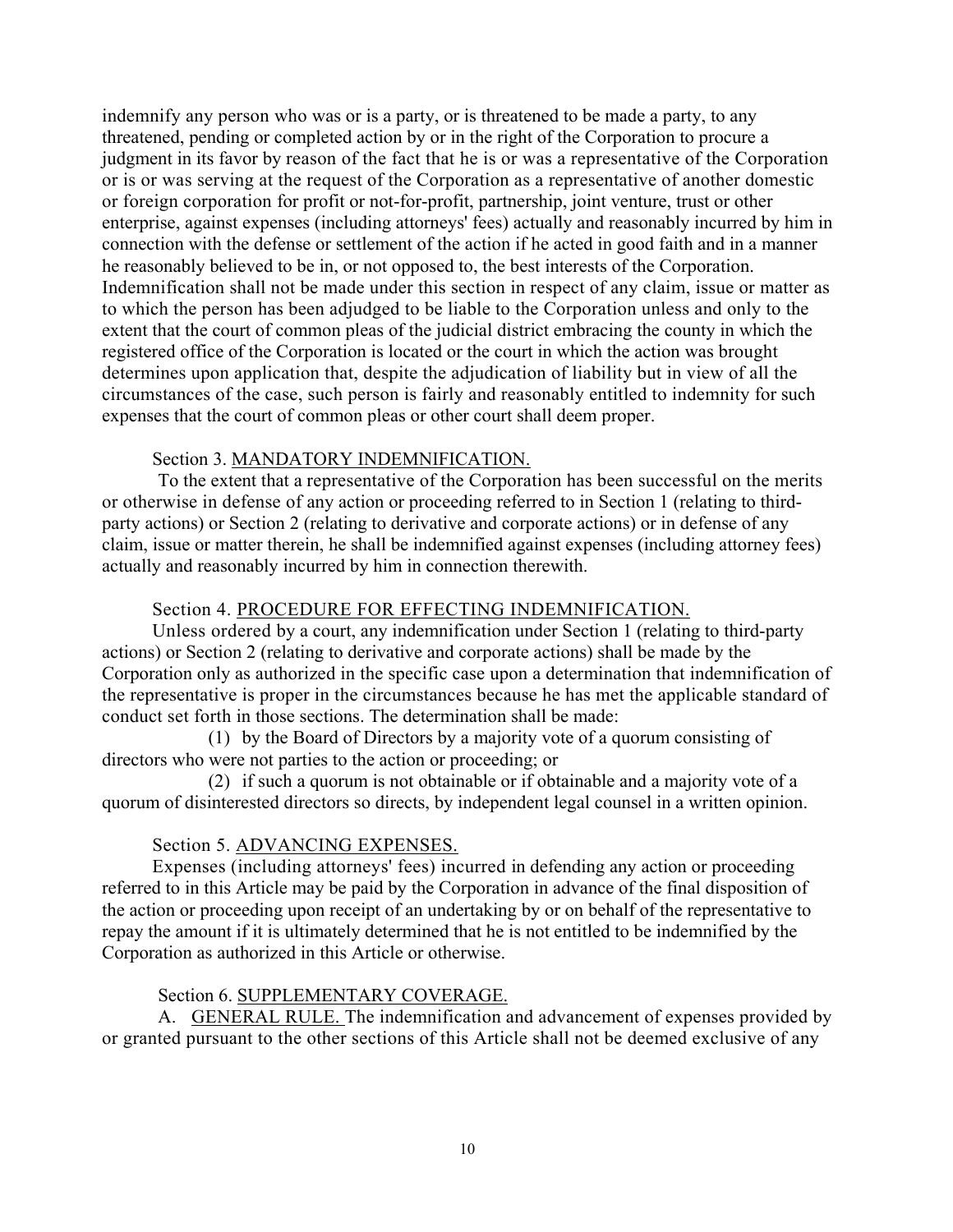indemnify any person who was or is a party, or is threatened to be made a party, to any threatened, pending or completed action by or in the right of the Corporation to procure a judgment in its favor by reason of the fact that he is or was a representative of the Corporation or is or was serving at the request of the Corporation as a representative of another domestic or foreign corporation for profit or not-for-profit, partnership, joint venture, trust or other enterprise, against expenses (including attorneys' fees) actually and reasonably incurred by him in connection with the defense or settlement of the action if he acted in good faith and in a manner he reasonably believed to be in, or not opposed to, the best interests of the Corporation. Indemnification shall not be made under this section in respect of any claim, issue or matter as to which the person has been adjudged to be liable to the Corporation unless and only to the extent that the court of common pleas of the judicial district embracing the county in which the registered office of the Corporation is located or the court in which the action was brought determines upon application that, despite the adjudication of liability but in view of all the circumstances of the case, such person is fairly and reasonably entitled to indemnity for such expenses that the court of common pleas or other court shall deem proper.

Section 3. MANDATORY INDEMNIFICATION.

To the extent that a representative of the Corporation has been successful on the merits or otherwise in defense of any action or proceeding referred to in Section 1 (relating to third-party actions) or Section 2 (relating to derivative and corporate actions) or in defense of any claim, issue or matter therein, he shall be indemnified against expenses (including attorney fees) actually and reasonably incurred by him in connection therewith.

Section 4. PROCEDURE FOR EFFECTING INDEMNIFICATION.

Unless ordered by a court, any indemnification under Section 1 (relating to third-party actions) or Section 2 (relating to derivative and corporate actions) shall be made by the Corporation only as authorized in the specific case upon a determination that indemnification of the representative is proper in the circumstances because he has met the applicable standard of conduct set forth in those sections. The determination shall be made:

(1) by the Board of Directors by a majority vote of a quorum consisting of directors who were not parties to the action or proceeding; or

(2) if such a quorum is not obtainable or if obtainable and a majority vote of a quorum of disinterested directors so directs, by independent legal counsel in a written opinion.

Section 5. ADVANCING EXPENSES.

Expenses (including attorneys' fees) incurred in defending any action or proceeding referred to in this Article may be paid by the Corporation in advance of the final disposition of the action or proceeding upon receipt of an undertaking by or on behalf of the representative to repay the amount if it is ultimately determined that he is not entitled to be indemnified by the Corporation as authorized in this Article or otherwise.

Section 6. SUPPLEMENTARY COVERAGE.

A. GENERAL RULE. The indemnification and advancement of expenses provided by or granted pursuant to the other sections of this Article shall not be deemed exclusive of any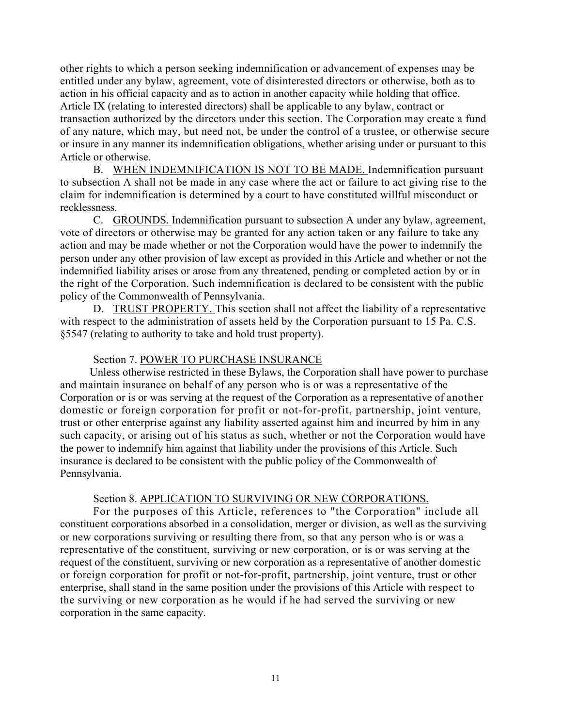other rights to which a person seeking indemnification or advancement of expenses may be entitled under any bylaw, agreement, vote of disinterested directors or otherwise, both as to action in his official capacity and as to action in another capacity while holding that office. Article IX (relating to interested directors) shall be applicable to any bylaw, contract or transaction authorized by the directors under this section. The Corporation may create a fund of any nature, which may, but need not, be under the control of a trustee, or otherwise secure or insure in any manner its indemnification obligations, whether arising under or pursuant to this Article or otherwise.

B. WHEN INDEMNIFICATION IS NOT TO BE MADE. Indemnification pursuant to subsection A shall not be made in any case where the act or failure to act giving rise to the claim for indemnification is determined by a court to have constituted willful misconduct or recklessness.

C. GROUNDS. Indemnification pursuant to subsection A under any bylaw, agreement, vote of directors or otherwise may be granted for any action taken or any failure to take any action and may be made whether or not the Corporation would have the power to indemnify the person under any other provision of law except as provided in this Article and whether or not the indemnified liability arises or arose from any threatened, pending or completed action by or in the right of the Corporation. Such indemnification is declared to be consistent with the public policy of the Commonwealth of Pennsylvania.

D. TRUST PROPERTY. This section shall not affect the liability of a representative with respect to the administration of assets held by the Corporation pursuant to 15 Pa. C.S. §5547 (relating to authority to take and hold trust property).

Section 7. POWER TO PURCHASE INSURANCE

Unless otherwise restricted in these Bylaws, the Corporation shall have power to purchase and maintain insurance on behalf of any person who is or was a representative of the Corporation or is or was serving at the request of the Corporation as a representative of another domestic or foreign corporation for profit or not-for-profit, partnership, joint venture, trust or other enterprise against any liability asserted against him and incurred by him in any such capacity, or arising out of his status as such, whether or not the Corporation would have the power to indemnify him against that liability under the provisions of this Article. Such insurance is declared to be consistent with the public policy of the Commonwealth of Pennsylvania.

Section 8. APPLICATION TO SURVIVING OR NEW CORPORATIONS.

For the purposes of this Article, references to "the Corporation" include all constituent corporations absorbed in a consolidation, merger or division, as well as the surviving or new corporations surviving or resulting there from, so that any person who is or was a representative of the constituent, surviving or new corporation, or is or was serving at the request of the constituent, surviving or new corporation as a representative of another domestic or foreign corporation for profit or not-for-profit, partnership, joint venture, trust or other enterprise, shall stand in the same position under the provisions of this Article with respect to the surviving or new corporation as he would if he had served the surviving or new corporation in the same capacity.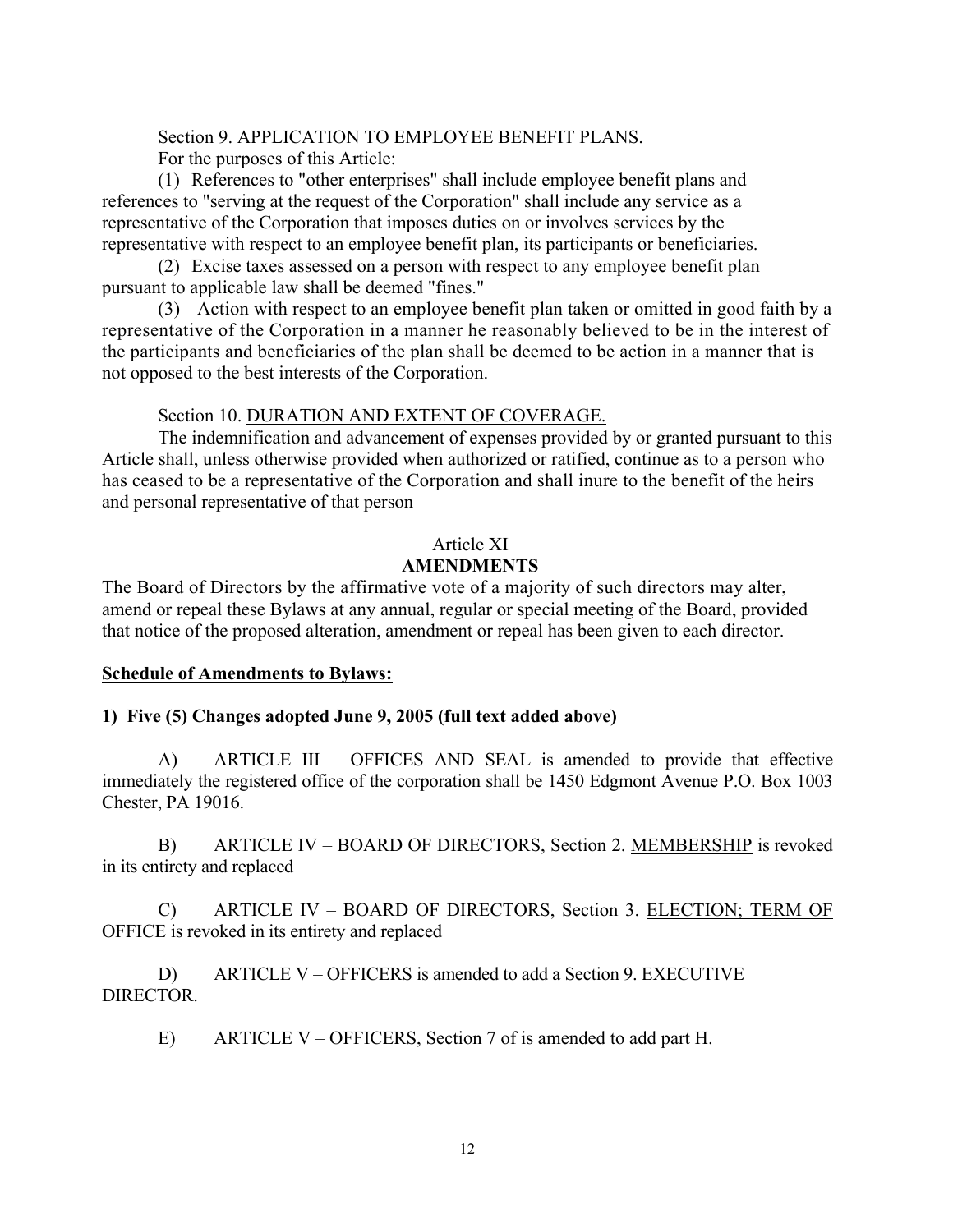Section 9. APPLICATION TO EMPLOYEE BENEFIT PLANS.

For the purposes of this Article:

(1) References to "other enterprises" shall include employee benefit plans and references to "serving at the request of the Corporation" shall include any service as a representative of the Corporation that imposes duties on or involves services by the representative with respect to an employee benefit plan, its participants or beneficiaries.

(2) Excise taxes assessed on a person with respect to any employee benefit plan pursuant to applicable law shall be deemed "fines."

(3) Action with respect to an employee benefit plan taken or omitted in good faith by a representative of the Corporation in a manner he reasonably believed to be in the interest of the participants and beneficiaries of the plan shall be deemed to be action in a manner that is not opposed to the best interests of the Corporation.

Section 10. DURATION AND EXTENT OF COVERAGE.

The indemnification and advancement of expenses provided by or granted pursuant to this Article shall, unless otherwise provided when authorized or ratified, continue as to a person who has ceased to be a representative of the Corporation and shall inure to the benefit of the heirs and personal representative of that person

## Article XI
## AMENDMENTS

The Board of Directors by the affirmative vote of a majority of such directors may alter, amend or repeal these Bylaws at any annual, regular or special meeting of the Board, provided that notice of the proposed alteration, amendment or repeal has been given to each director.

**Schedule of Amendments to Bylaws:**

**1) Five (5) Changes adopted June 9, 2005 (full text added above)**

A) ARTICLE III – OFFICES AND SEAL is amended to provide that effective immediately the registered office of the corporation shall be 1450 Edgmont Avenue P.O. Box 1003 Chester, PA 19016.

B) ARTICLE IV – BOARD OF DIRECTORS, Section 2. MEMBERSHIP is revoked in its entirety and replaced

C) ARTICLE IV – BOARD OF DIRECTORS, Section 3. ELECTION; TERM OF OFFICE is revoked in its entirety and replaced

D) ARTICLE V – OFFICERS is amended to add a Section 9. EXECUTIVE DIRECTOR.

E) ARTICLE V – OFFICERS, Section 7 of is amended to add part H.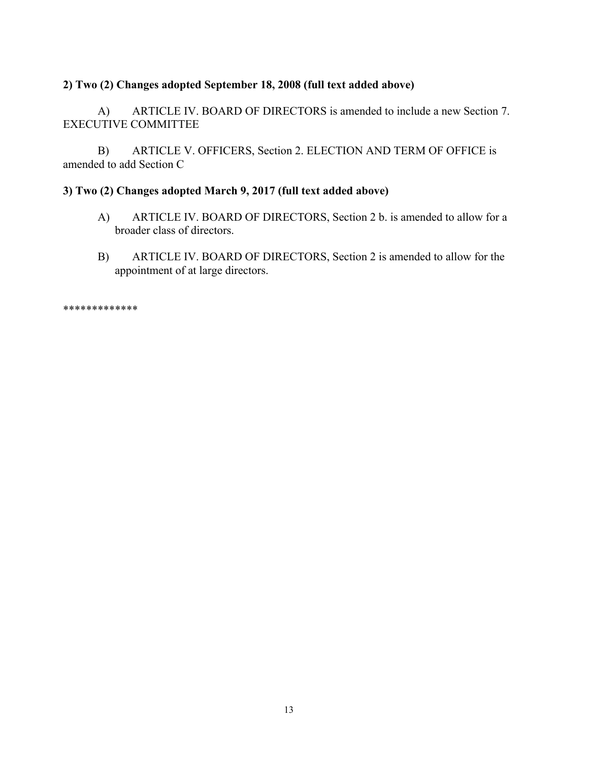**2) Two (2) Changes adopted September 18, 2008 (full text added above)**

A) ARTICLE IV. BOARD OF DIRECTORS is amended to include a new Section 7. EXECUTIVE COMMITTEE

B) ARTICLE V. OFFICERS, Section 2. ELECTION AND TERM OF OFFICE is amended to add Section C

**3) Two (2) Changes adopted March 9, 2017 (full text added above)**

A) ARTICLE IV. BOARD OF DIRECTORS, Section 2 b. is amended to allow for a broader class of directors.

B) ARTICLE IV. BOARD OF DIRECTORS, Section 2 is amended to allow for the appointment of at large directors.

*************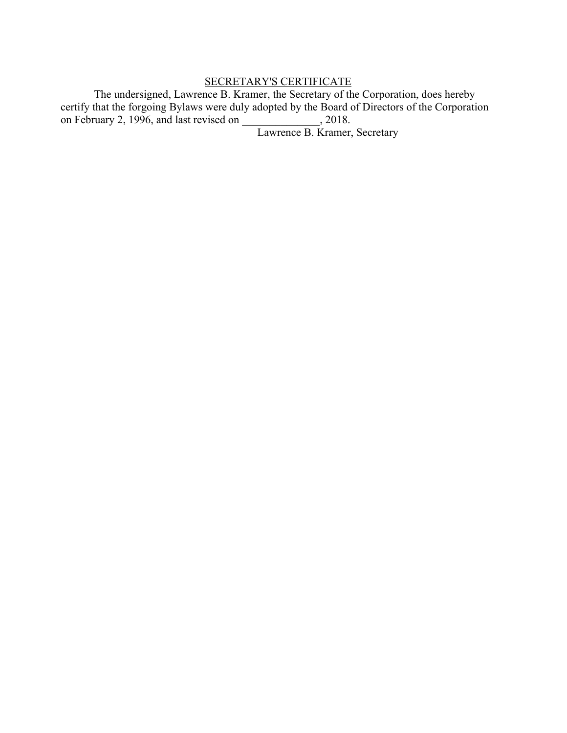<u>SECRETARY'S CERTIFICATE</u>

The undersigned, Lawrence B. Kramer, the Secretary of the Corporation, does hereby certify that the forgoing Bylaws were duly adopted by the Board of Directors of the Corporation on February 2, 1996, and last revised on ______________, 2018.

Lawrence B. Kramer, Secretary